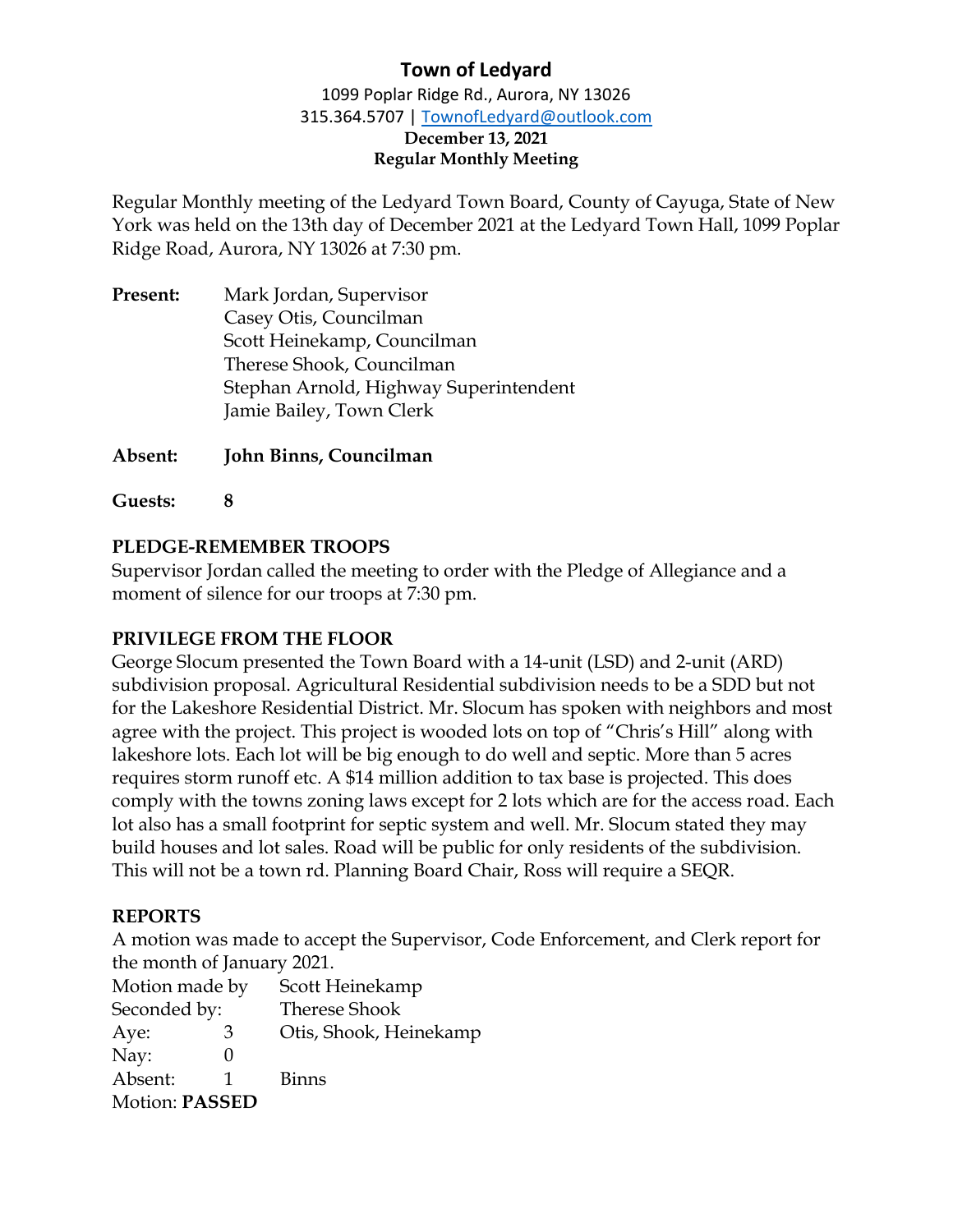# Town of Ledyard

1099 Poplar Ridge Rd., Aurora, NY 13026
315.364.5707 | TownofLedyard@outlook.com

**December 13, 2021**
**Regular Monthly Meeting**

Regular Monthly meeting of the Ledyard Town Board, County of Cayuga, State of New York was held on the 13th day of December 2021 at the Ledyard Town Hall, 1099 Poplar Ridge Road, Aurora, NY 13026 at 7:30 pm.

**Present:** Mark Jordan, Supervisor
Casey Otis, Councilman
Scott Heinekamp, Councilman
Therese Shook, Councilman
Stephan Arnold, Highway Superintendent
Jamie Bailey, Town Clerk

**Absent:** **John Binns, Councilman**

**Guests:** **8**

## PLEDGE-REMEMBER TROOPS

Supervisor Jordan called the meeting to order with the Pledge of Allegiance and a moment of silence for our troops at 7:30 pm.

## PRIVILEGE FROM THE FLOOR

George Slocum presented the Town Board with a 14-unit (LSD) and 2-unit (ARD) subdivision proposal. Agricultural Residential subdivision needs to be a SDD but not for the Lakeshore Residential District. Mr. Slocum has spoken with neighbors and most agree with the project. This project is wooded lots on top of "Chris's Hill" along with lakeshore lots. Each lot will be big enough to do well and septic. More than 5 acres requires storm runoff etc. A $14 million addition to tax base is projected. This does comply with the towns zoning laws except for 2 lots which are for the access road. Each lot also has a small footprint for septic system and well. Mr. Slocum stated they may build houses and lot sales. Road will be public for only residents of the subdivision. This will not be a town rd. Planning Board Chair, Ross will require a SEQR.

## REPORTS

A motion was made to accept the Supervisor, Code Enforcement, and Clerk report for the month of January 2021.

Motion made by Scott Heinekamp
Seconded by: Therese Shook
Aye: 3 Otis, Shook, Heinekamp
Nay: 0
Absent: 1 Binns
Motion: **PASSED**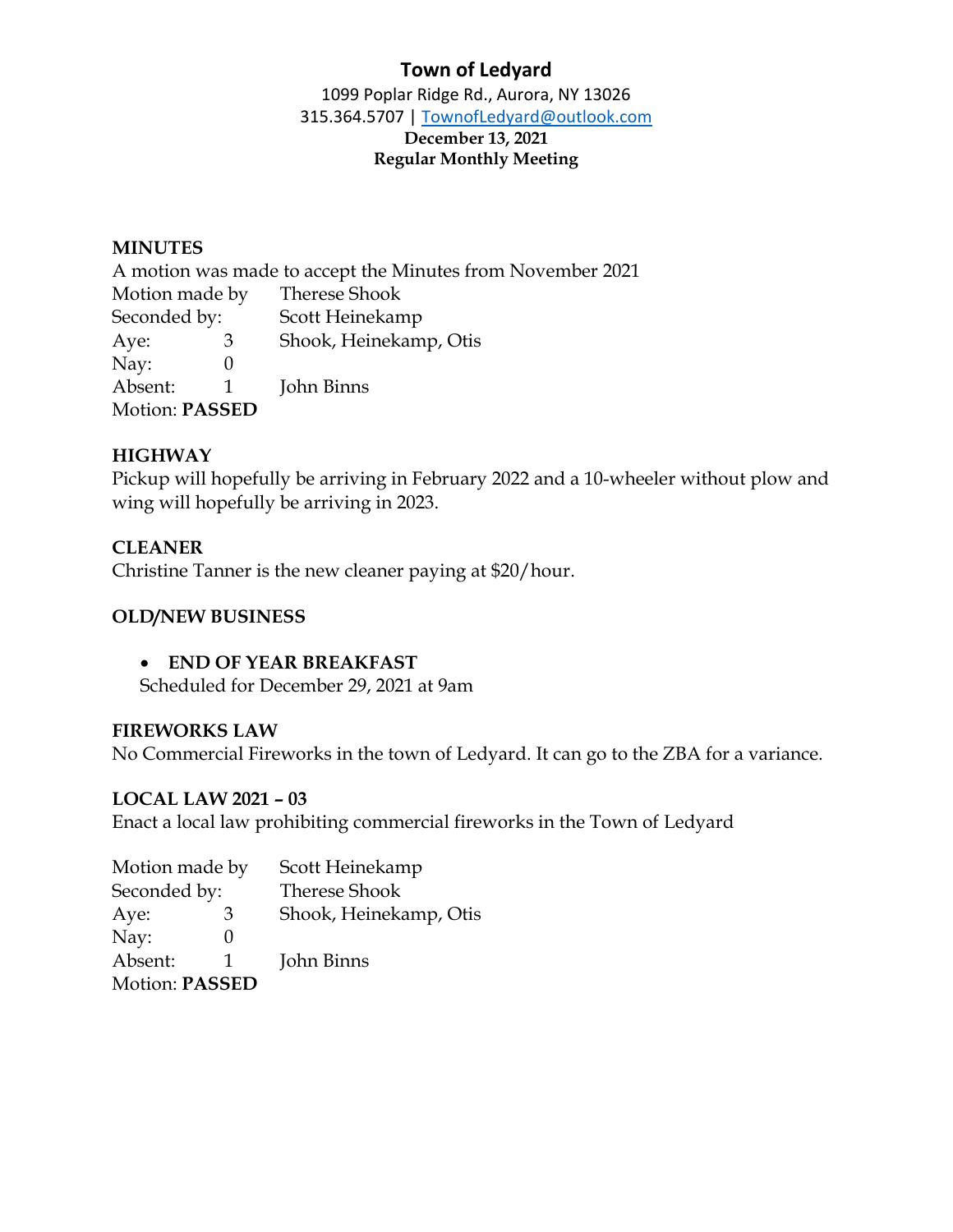# Town of Ledyard

1099 Poplar Ridge Rd., Aurora, NY 13026
315.364.5707 | TownofLedyard@outlook.com

**December 13, 2021**
**Regular Monthly Meeting**

## MINUTES

A motion was made to accept the Minutes from November 2021

| | | |
|---|---|---|
| Motion made by | | Therese Shook |
| Seconded by: | | Scott Heinekamp |
| Aye: | 3 | Shook, Heinekamp, Otis |
| Nay: | 0 | |
| Absent: | 1 | John Binns |

Motion: **PASSED**

## HIGHWAY

Pickup will hopefully be arriving in February 2022 and a 10-wheeler without plow and wing will hopefully be arriving in 2023.

## CLEANER

Christine Tanner is the new cleaner paying at $20/hour.

## OLD/NEW BUSINESS

- **END OF YEAR BREAKFAST**
  Scheduled for December 29, 2021 at 9am

## FIREWORKS LAW

No Commercial Fireworks in the town of Ledyard. It can go to the ZBA for a variance.

## LOCAL LAW 2021 – 03

Enact a local law prohibiting commercial fireworks in the Town of Ledyard

| | | |
|---|---|---|
| Motion made by | | Scott Heinekamp |
| Seconded by: | | Therese Shook |
| Aye: | 3 | Shook, Heinekamp, Otis |
| Nay: | 0 | |
| Absent: | 1 | John Binns |

Motion: **PASSED**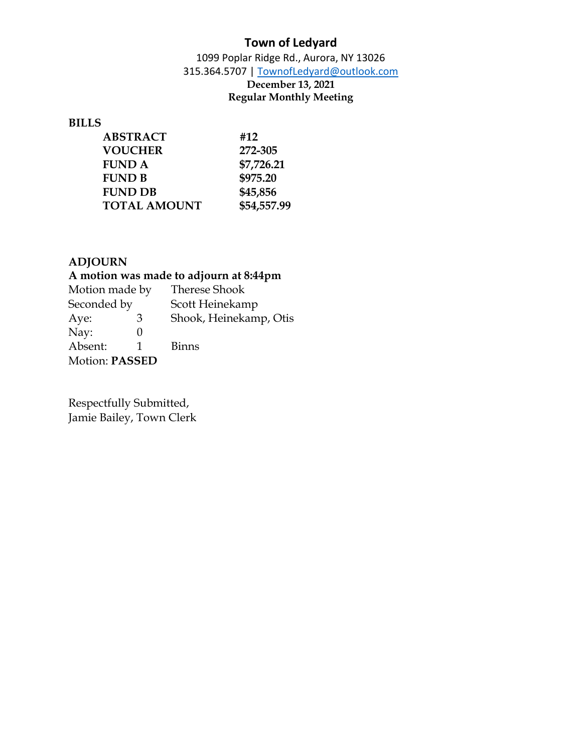# Town of Ledyard

1099 Poplar Ridge Rd., Aurora, NY 13026
315.364.5707 | TownofLedyard@outlook.com

**December 13, 2021**
**Regular Monthly Meeting**

## BILLS

| | |
|---|---|
| **ABSTRACT** | **#12** |
| **VOUCHER** | **272-305** |
| **FUND A** | **$7,726.21** |
| **FUND B** | **$975.20** |
| **FUND DB** | **$45,856** |
| **TOTAL AMOUNT** | **$54,557.99** |

## ADJOURN

**A motion was made to adjourn at 8:44pm**

| | | |
|---|---|---|
| Motion made by | | Therese Shook |
| Seconded by | | Scott Heinekamp |
| Aye: | 3 | Shook, Heinekamp, Otis |
| Nay: | 0 | |
| Absent: | 1 | Binns |

Motion: **PASSED**

Respectfully Submitted,
Jamie Bailey, Town Clerk